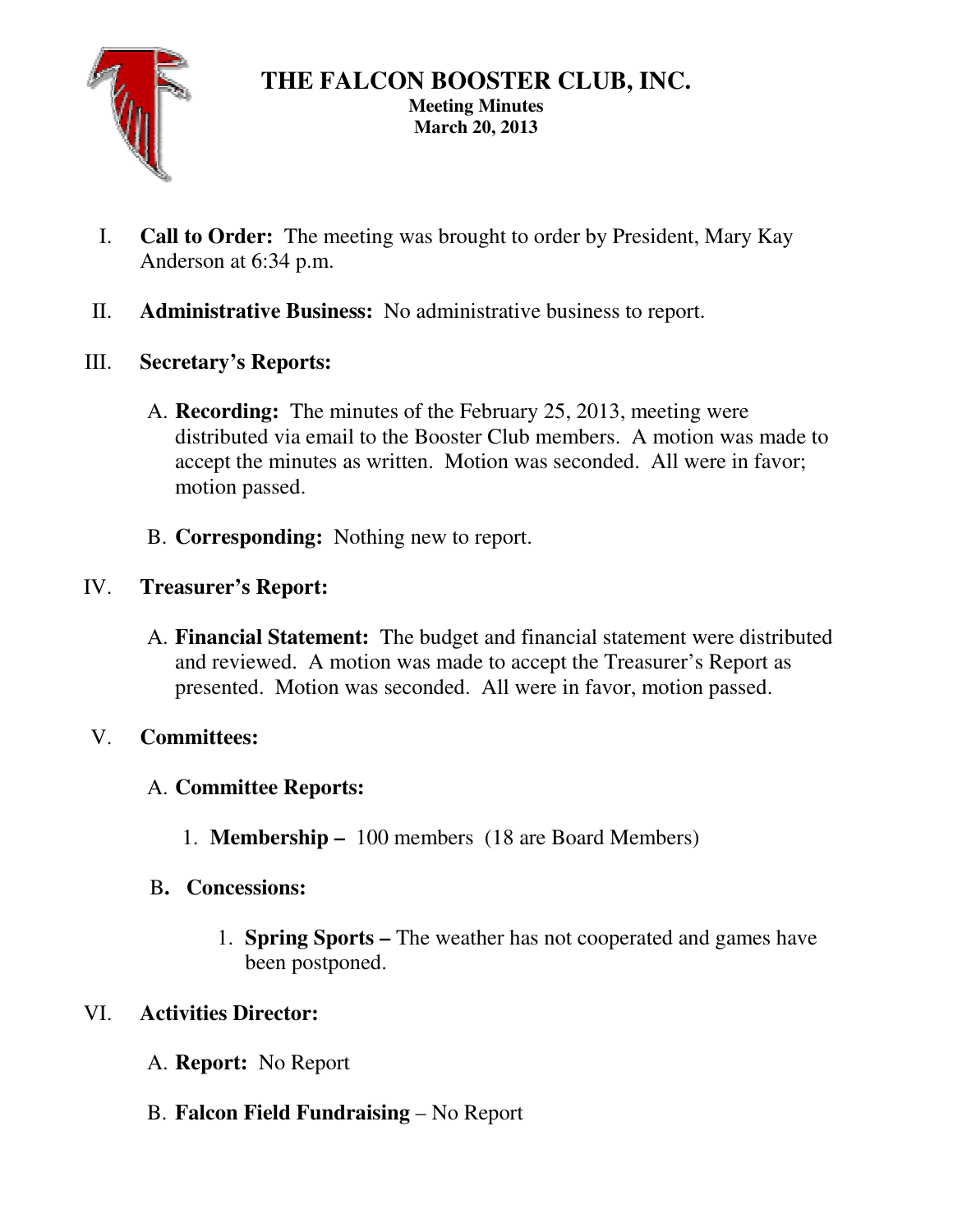# THE FALCON BOOSTER CLUB, INC.

**Meeting Minutes**
**March 20, 2013**

I. **Call to Order:** The meeting was brought to order by President, Mary Kay Anderson at 6:34 p.m.

II. **Administrative Business:** No administrative business to report.

III. **Secretary's Reports:**

   A. **Recording:** The minutes of the February 25, 2013, meeting were distributed via email to the Booster Club members. A motion was made to accept the minutes as written. Motion was seconded. All were in favor; motion passed.

   B. **Corresponding:** Nothing new to report.

IV. **Treasurer's Report:**

   A. **Financial Statement:** The budget and financial statement were distributed and reviewed. A motion was made to accept the Treasurer's Report as presented. Motion was seconded. All were in favor, motion passed.

V. **Committees:**

   A. **Committee Reports:**

      1. **Membership –** 100 members (18 are Board Members)

   B. **Concessions:**

      1. **Spring Sports –** The weather has not cooperated and games have been postponed.

VI. **Activities Director:**

   A. **Report:** No Report

   B. **Falcon Field Fundraising** – No Report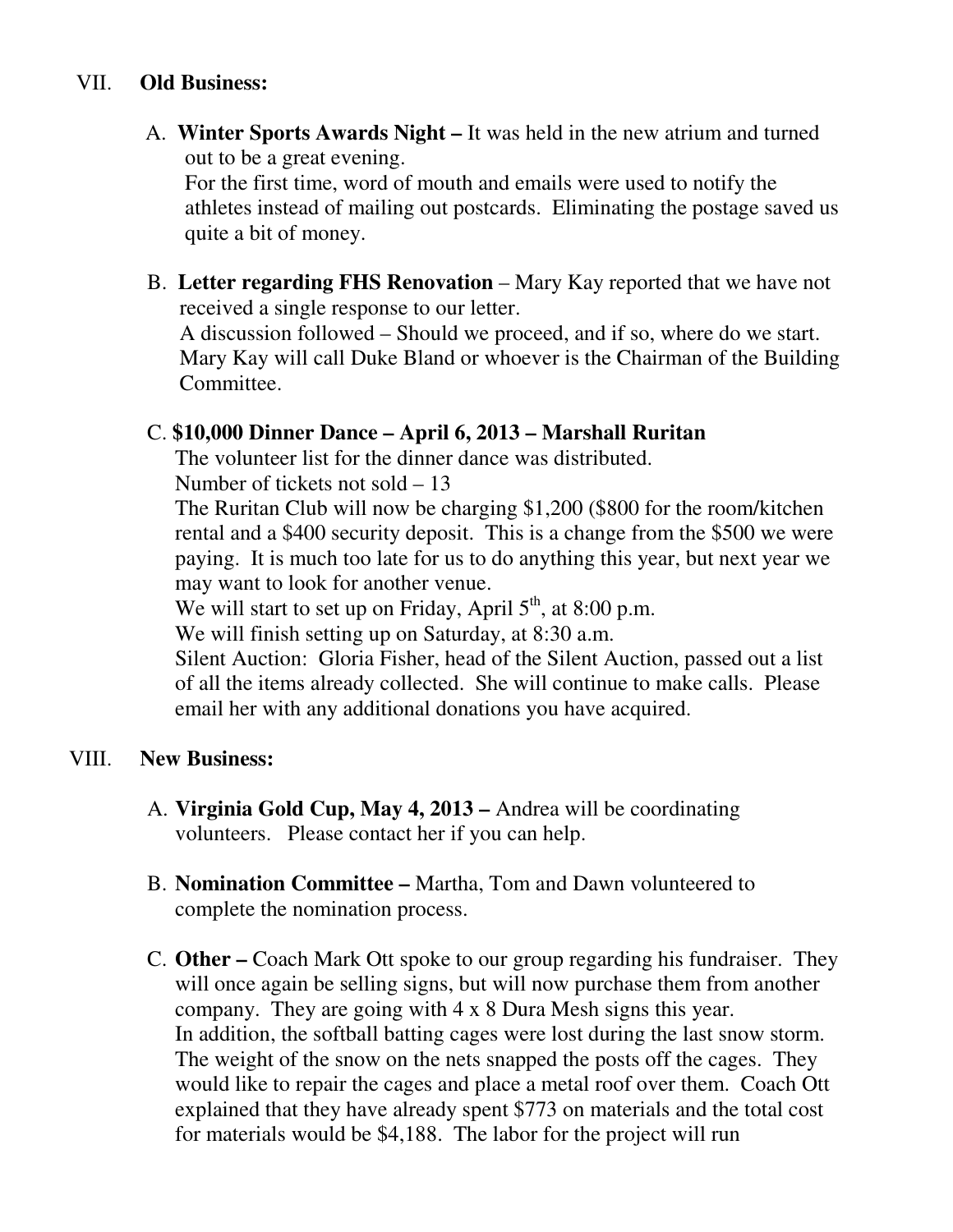VII. **Old Business:**

A. **Winter Sports Awards Night –** It was held in the new atrium and turned out to be a great evening.
For the first time, word of mouth and emails were used to notify the athletes instead of mailing out postcards. Eliminating the postage saved us quite a bit of money.

B. **Letter regarding FHS Renovation** – Mary Kay reported that we have not received a single response to our letter.
A discussion followed – Should we proceed, and if so, where do we start. Mary Kay will call Duke Bland or whoever is the Chairman of the Building Committee.

C. **$10,000 Dinner Dance – April 6, 2013 – Marshall Ruritan**
The volunteer list for the dinner dance was distributed.
Number of tickets not sold – 13
The Ruritan Club will now be charging $1,200 ($800 for the room/kitchen rental and a $400 security deposit. This is a change from the $500 we were paying. It is much too late for us to do anything this year, but next year we may want to look for another venue.
We will start to set up on Friday, April 5th, at 8:00 p.m.
We will finish setting up on Saturday, at 8:30 a.m.
Silent Auction: Gloria Fisher, head of the Silent Auction, passed out a list of all the items already collected. She will continue to make calls. Please email her with any additional donations you have acquired.

VIII. **New Business:**

A. **Virginia Gold Cup, May 4, 2013 –** Andrea will be coordinating volunteers. Please contact her if you can help.

B. **Nomination Committee –** Martha, Tom and Dawn volunteered to complete the nomination process.

C. **Other –** Coach Mark Ott spoke to our group regarding his fundraiser. They will once again be selling signs, but will now purchase them from another company. They are going with 4 x 8 Dura Mesh signs this year.
In addition, the softball batting cages were lost during the last snow storm. The weight of the snow on the nets snapped the posts off the cages. They would like to repair the cages and place a metal roof over them. Coach Ott explained that they have already spent $773 on materials and the total cost for materials would be $4,188. The labor for the project will run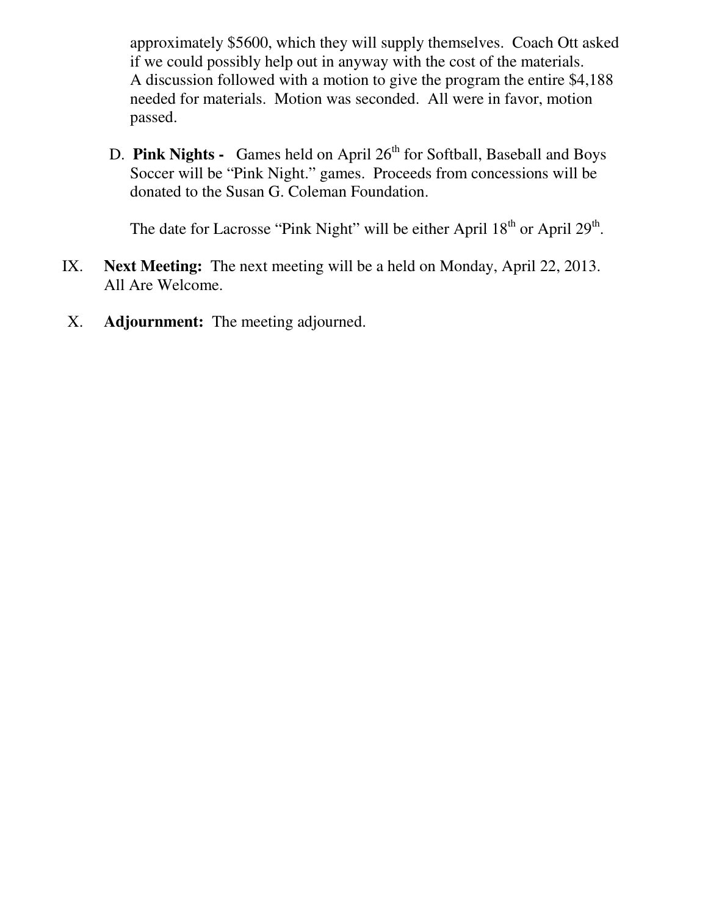approximately $5600, which they will supply themselves. Coach Ott asked if we could possibly help out in anyway with the cost of the materials. A discussion followed with a motion to give the program the entire $4,188 needed for materials. Motion was seconded. All were in favor, motion passed.

D. **Pink Nights -** Games held on April 26th for Softball, Baseball and Boys Soccer will be "Pink Night." games. Proceeds from concessions will be donated to the Susan G. Coleman Foundation.

The date for Lacrosse "Pink Night" will be either April 18th or April 29th.

IX. **Next Meeting:** The next meeting will be a held on Monday, April 22, 2013. All Are Welcome.

X. **Adjournment:** The meeting adjourned.